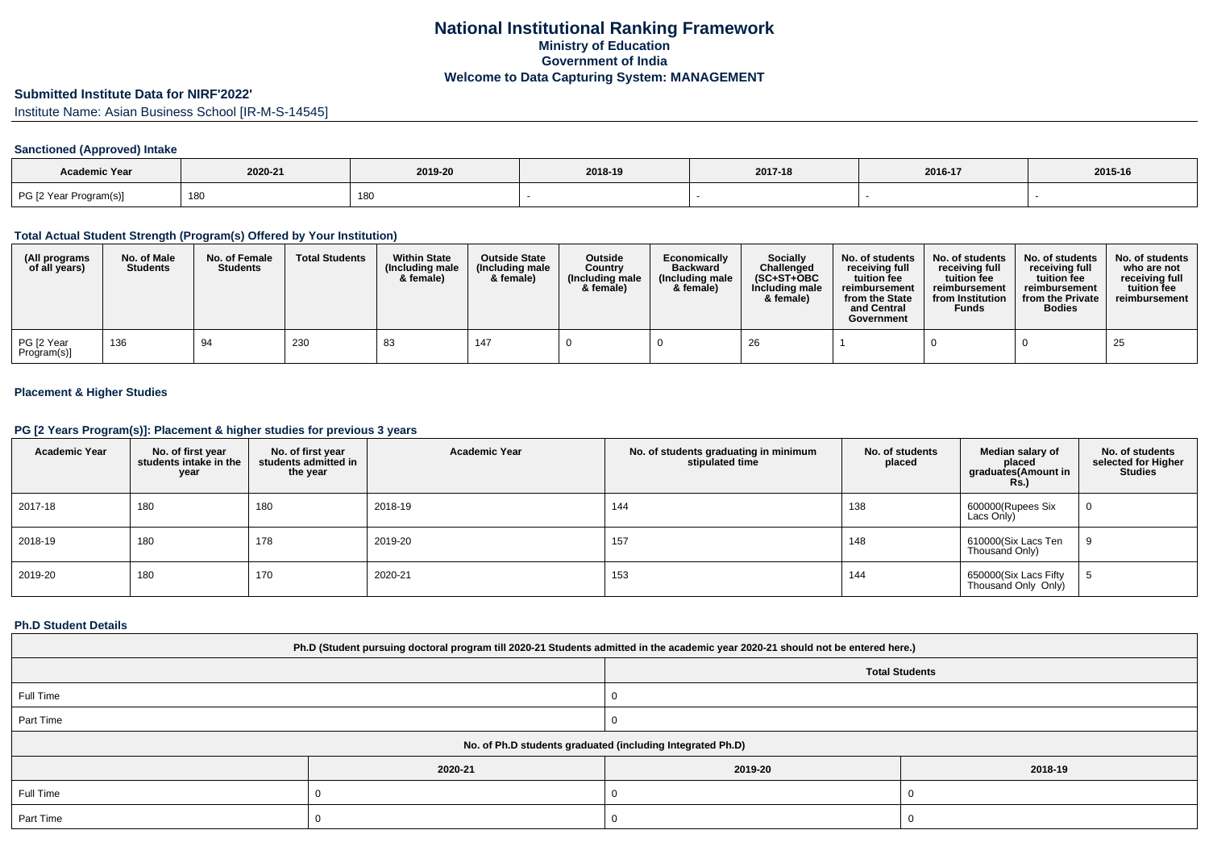# National Institutional Ranking Framework
## Ministry of Education
## Government of India
## Welcome to Data Capturing System: MANAGEMENT

### Submitted Institute Data for NIRF'2022'

Institute Name: Asian Business School [IR-M-S-14545]

#### Sanctioned (Approved) Intake

| Academic Year | 2020-21 | 2019-20 | 2018-19 | 2017-18 | 2016-17 | 2015-16 |
|---|---|---|---|---|---|---|
| PG [2 Year Program(s)] | 180 | 180 | - | - | - | - |

#### Total Actual Student Strength (Program(s) Offered by Your Institution)

| (All programs of all years) | No. of Male Students | No. of Female Students | Total Students | Within State (Including male & female) | Outside State (Including male & female) | Outside Country (Including male & female) | Economically Backward (Including male & female) | Socially Challenged (SC+ST+OBC Including male & female) | No. of students receiving full tuition fee reimbursement from the State and Central Government | No. of students receiving full tuition fee reimbursement from Institution Funds | No. of students receiving full tuition fee reimbursement from the Private Bodies | No. of students who are not receiving full tuition fee reimbursement |
|---|---|---|---|---|---|---|---|---|---|---|---|---|
| PG [2 Year Program(s)] | 136 | 94 | 230 | 83 | 147 | 0 | 0 | 26 | 1 | 0 | 0 | 25 |

#### Placement & Higher Studies

#### PG [2 Years Program(s)]: Placement & higher studies for previous 3 years

| Academic Year | No. of first year students intake in the year | No. of first year students admitted in the year | Academic Year | No. of students graduating in minimum stipulated time | No. of students placed | Median salary of placed graduates(Amount in Rs.) | No. of students selected for Higher Studies |
|---|---|---|---|---|---|---|---|
| 2017-18 | 180 | 180 | 2018-19 | 144 | 138 | 600000(Rupees Six Lacs Only) | 0 |
| 2018-19 | 180 | 178 | 2019-20 | 157 | 148 | 610000(Six Lacs Ten Thousand Only) | 9 |
| 2019-20 | 180 | 170 | 2020-21 | 153 | 144 | 650000(Six Lacs Fifty Thousand Only Only) | 5 |

#### Ph.D Student Details

| Ph.D (Student pursuing doctoral program till 2020-21 Students admitted in the academic year 2020-21 should not be entered here.) | |
|---|---|
| | Total Students |
| Full Time | 0 |
| Part Time | 0 |

| No. of Ph.D students graduated (including Integrated Ph.D) | | | |
|---|---|---|---|
| | 2020-21 | 2019-20 | 2018-19 |
| Full Time | 0 | 0 | 0 |
| Part Time | 0 | 0 | 0 |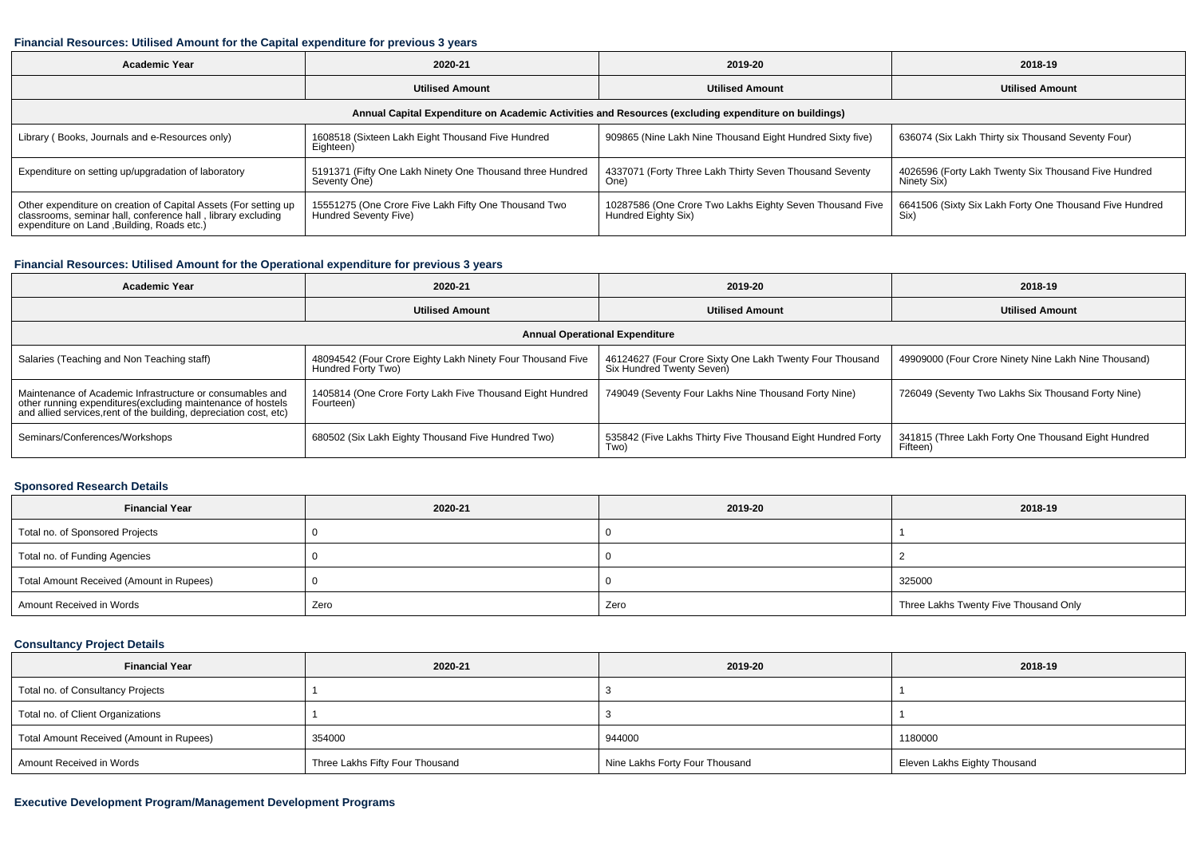### Financial Resources: Utilised Amount for the Capital expenditure for previous 3 years

| Academic Year | 2020-21 | 2019-20 | 2018-19 |
|---|---|---|---|
| | Utilised Amount | Utilised Amount | Utilised Amount |
| Annual Capital Expenditure on Academic Activities and Resources (excluding expenditure on buildings) | | | |
| Library ( Books, Journals and e-Resources only) | 1608518 (Sixteen Lakh Eight Thousand Five Hundred Eighteen) | 909865 (Nine Lakh Nine Thousand Eight Hundred Sixty five) | 636074 (Six Lakh Thirty six Thousand Seventy Four) |
| Expenditure on setting up/upgradation of laboratory | 5191371 (Fifty One Lakh Ninety One Thousand three Hundred Seventy One) | 4337071 (Forty Three Lakh Thirty Seven Thousand Seventy One) | 4026596 (Forty Lakh Twenty Six Thousand Five Hundred Ninety Six) |
| Other expenditure on creation of Capital Assets (For setting up classrooms, seminar hall, conference hall , library excluding expenditure on Land ,Building, Roads etc.) | 15551275 (One Crore Five Lakh Fifty One Thousand Two Hundred Seventy Five) | 10287586 (One Crore Two Lakhs Eighty Seven Thousand Five Hundred Eighty Six) | 6641506 (Sixty Six Lakh Forty One Thousand Five Hundred Six) |

### Financial Resources: Utilised Amount for the Operational expenditure for previous 3 years

| Academic Year | 2020-21 | 2019-20 | 2018-19 |
|---|---|---|---|
| | Utilised Amount | Utilised Amount | Utilised Amount |
| Annual Operational Expenditure | | | |
| Salaries (Teaching and Non Teaching staff) | 48094542 (Four Crore Eighty Lakh Ninety Four Thousand Five Hundred Forty Two) | 46124627 (Four Crore Sixty One Lakh Twenty Four Thousand Six Hundred Twenty Seven) | 49909000 (Four Crore Ninety Nine Lakh Nine Thousand) |
| Maintenance of Academic Infrastructure or consumables and other running expenditures(excluding maintenance of hostels and allied services,rent of the building, depreciation cost, etc) | 1405814 (One Crore Forty Lakh Five Thousand Eight Hundred Fourteen) | 749049 (Seventy Four Lakhs Nine Thousand Forty Nine) | 726049 (Seventy Two Lakhs Six Thousand Forty Nine) |
| Seminars/Conferences/Workshops | 680502 (Six Lakh Eighty Thousand Five Hundred Two) | 535842 (Five Lakhs Thirty Five Thousand Eight Hundred Forty Two) | 341815 (Three Lakh Forty One Thousand Eight Hundred Fifteen) |

### Sponsored Research Details

| Financial Year | 2020-21 | 2019-20 | 2018-19 |
|---|---|---|---|
| Total no. of Sponsored Projects | 0 | 0 | 1 |
| Total no. of Funding Agencies | 0 | 0 | 2 |
| Total Amount Received (Amount in Rupees) | 0 | 0 | 325000 |
| Amount Received in Words | Zero | Zero | Three Lakhs Twenty Five Thousand Only |

### Consultancy Project Details

| Financial Year | 2020-21 | 2019-20 | 2018-19 |
|---|---|---|---|
| Total no. of Consultancy Projects | 1 | 3 | 1 |
| Total no. of Client Organizations | 1 | 3 | 1 |
| Total Amount Received (Amount in Rupees) | 354000 | 944000 | 1180000 |
| Amount Received in Words | Three Lakhs Fifty Four Thousand | Nine Lakhs Forty Four Thousand | Eleven Lakhs Eighty Thousand |

### Executive Development Program/Management Development Programs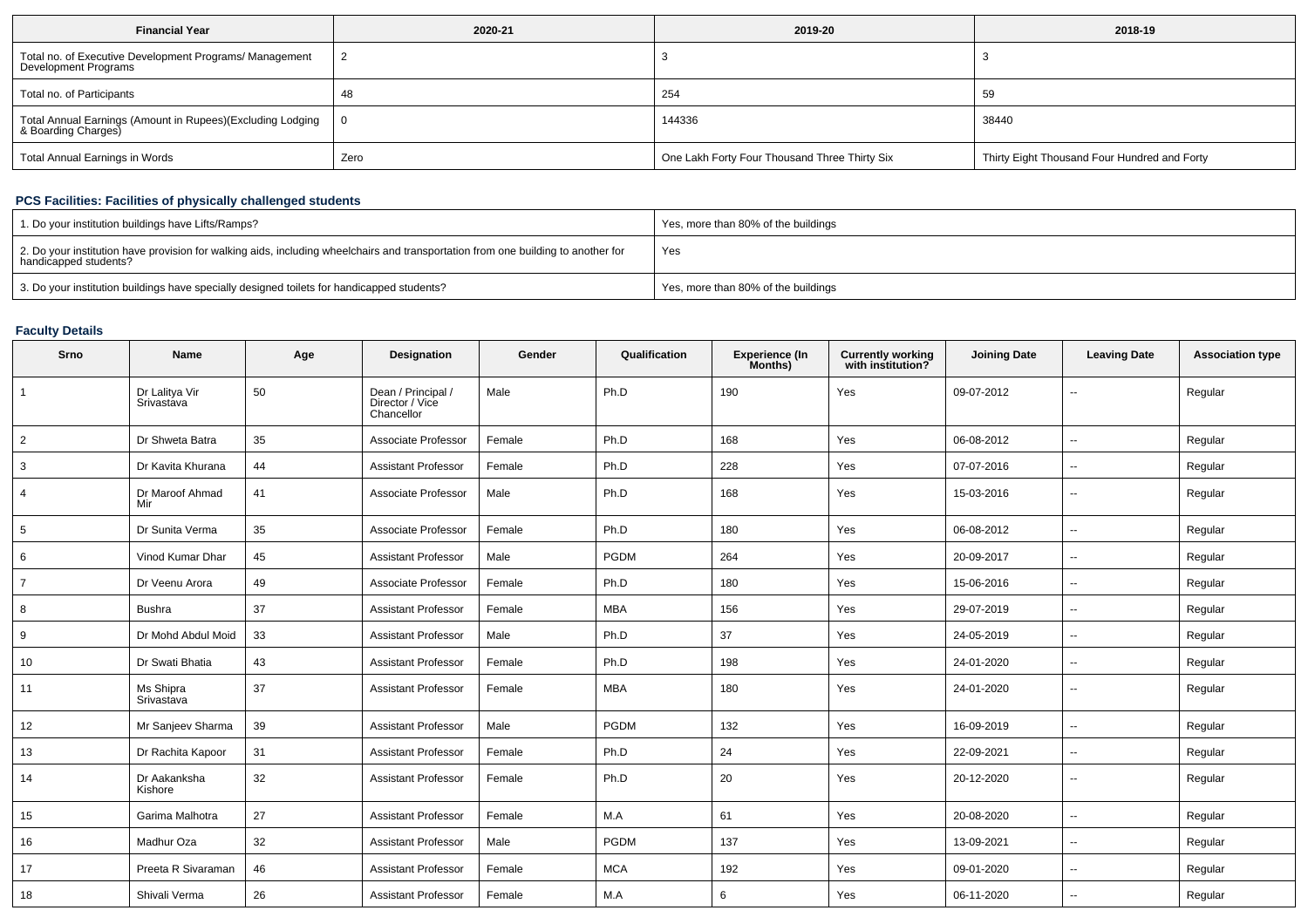| Financial Year | 2020-21 | 2019-20 | 2018-19 |
|---|---|---|---|
| Total no. of Executive Development Programs/ Management Development Programs | 2 | 3 | 3 |
| Total no. of Participants | 48 | 254 | 59 |
| Total Annual Earnings (Amount in Rupees)(Excluding Lodging & Boarding Charges) | 0 | 144336 | 38440 |
| Total Annual Earnings in Words | Zero | One Lakh Forty Four Thousand Three Thirty Six | Thirty Eight Thousand Four Hundred and Forty |

### PCS Facilities: Facilities of physically challenged students

| | |
|---|---|
| 1. Do your institution buildings have Lifts/Ramps? | Yes, more than 80% of the buildings |
| 2. Do your institution have provision for walking aids, including wheelchairs and transportation from one building to another for handicapped students? | Yes |
| 3. Do your institution buildings have specially designed toilets for handicapped students? | Yes, more than 80% of the buildings |

### Faculty Details

| Srno | Name | Age | Designation | Gender | Qualification | Experience (In Months) | Currently working with institution? | Joining Date | Leaving Date | Association type |
|---|---|---|---|---|---|---|---|---|---|---|
| 1 | Dr Lalitya Vir Srivastava | 50 | Dean / Principal / Director / Vice Chancellor | Male | Ph.D | 190 | Yes | 09-07-2012 | -- | Regular |
| 2 | Dr Shweta Batra | 35 | Associate Professor | Female | Ph.D | 168 | Yes | 06-08-2012 | -- | Regular |
| 3 | Dr Kavita Khurana | 44 | Assistant Professor | Female | Ph.D | 228 | Yes | 07-07-2016 | -- | Regular |
| 4 | Dr Maroof Ahmad Mir | 41 | Associate Professor | Male | Ph.D | 168 | Yes | 15-03-2016 | -- | Regular |
| 5 | Dr Sunita Verma | 35 | Associate Professor | Female | Ph.D | 180 | Yes | 06-08-2012 | -- | Regular |
| 6 | Vinod Kumar Dhar | 45 | Assistant Professor | Male | PGDM | 264 | Yes | 20-09-2017 | -- | Regular |
| 7 | Dr Veenu Arora | 49 | Associate Professor | Female | Ph.D | 180 | Yes | 15-06-2016 | -- | Regular |
| 8 | Bushra | 37 | Assistant Professor | Female | MBA | 156 | Yes | 29-07-2019 | -- | Regular |
| 9 | Dr Mohd Abdul Moid | 33 | Assistant Professor | Male | Ph.D | 37 | Yes | 24-05-2019 | -- | Regular |
| 10 | Dr Swati Bhatia | 43 | Assistant Professor | Female | Ph.D | 198 | Yes | 24-01-2020 | -- | Regular |
| 11 | Ms Shipra Srivastava | 37 | Assistant Professor | Female | MBA | 180 | Yes | 24-01-2020 | -- | Regular |
| 12 | Mr Sanjeev Sharma | 39 | Assistant Professor | Male | PGDM | 132 | Yes | 16-09-2019 | -- | Regular |
| 13 | Dr Rachita Kapoor | 31 | Assistant Professor | Female | Ph.D | 24 | Yes | 22-09-2021 | -- | Regular |
| 14 | Dr Aakanksha Kishore | 32 | Assistant Professor | Female | Ph.D | 20 | Yes | 20-12-2020 | -- | Regular |
| 15 | Garima Malhotra | 27 | Assistant Professor | Female | M.A | 61 | Yes | 20-08-2020 | -- | Regular |
| 16 | Madhur Oza | 32 | Assistant Professor | Male | PGDM | 137 | Yes | 13-09-2021 | -- | Regular |
| 17 | Preeta R Sivaraman | 46 | Assistant Professor | Female | MCA | 192 | Yes | 09-01-2020 | -- | Regular |
| 18 | Shivali Verma | 26 | Assistant Professor | Female | M.A | 6 | Yes | 06-11-2020 | -- | Regular |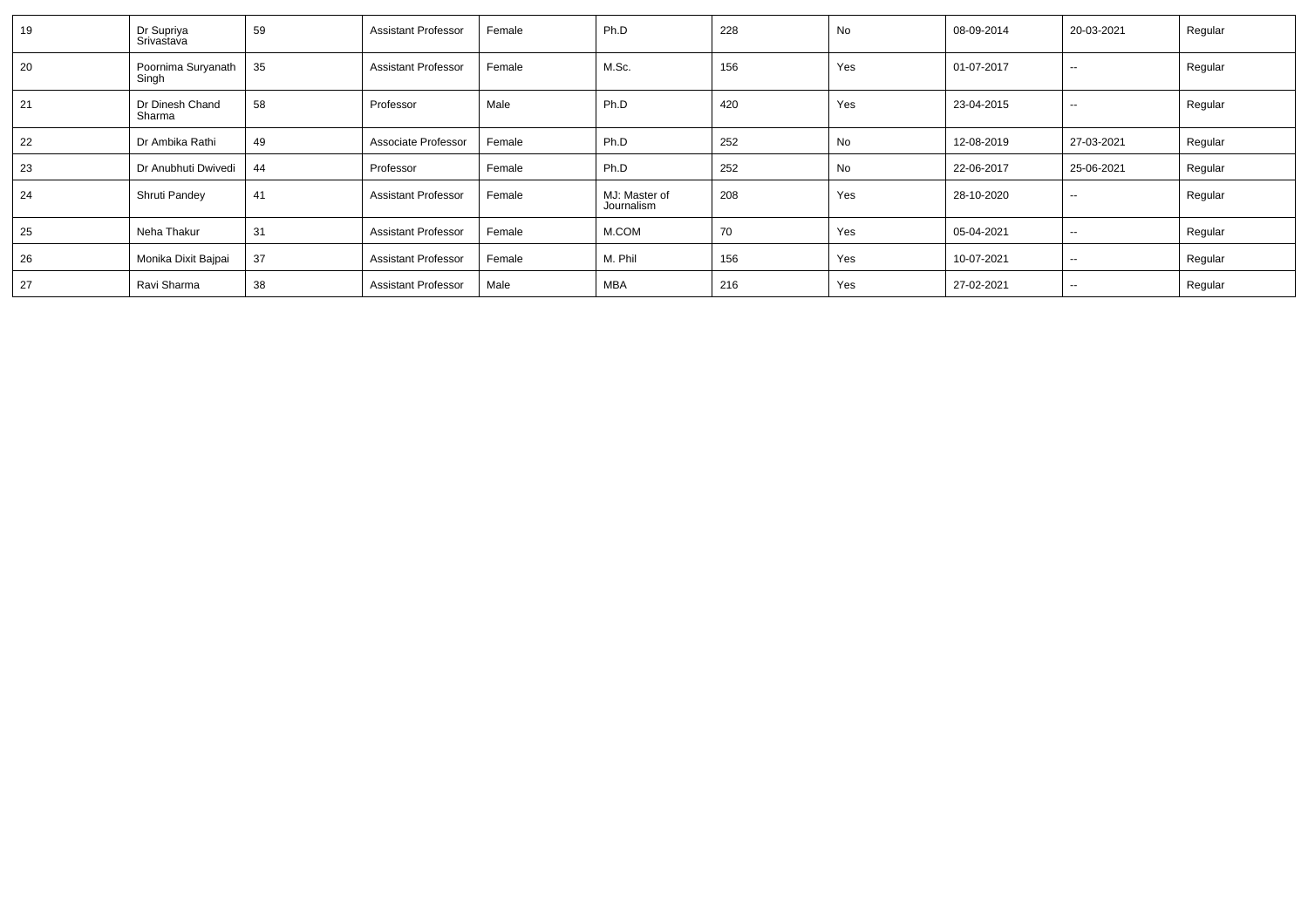| | | | | | | | | | | |
|---|---|---|---|---|---|---|---|---|---|---|
| 19 | Dr Supriya Srivastava | 59 | Assistant Professor | Female | Ph.D | 228 | No | 08-09-2014 | 20-03-2021 | Regular |
| 20 | Poornima Suryanath Singh | 35 | Assistant Professor | Female | M.Sc. | 156 | Yes | 01-07-2017 | -- | Regular |
| 21 | Dr Dinesh Chand Sharma | 58 | Professor | Male | Ph.D | 420 | Yes | 23-04-2015 | -- | Regular |
| 22 | Dr Ambika Rathi | 49 | Associate Professor | Female | Ph.D | 252 | No | 12-08-2019 | 27-03-2021 | Regular |
| 23 | Dr Anubhuti Dwivedi | 44 | Professor | Female | Ph.D | 252 | No | 22-06-2017 | 25-06-2021 | Regular |
| 24 | Shruti Pandey | 41 | Assistant Professor | Female | MJ: Master of Journalism | 208 | Yes | 28-10-2020 | -- | Regular |
| 25 | Neha Thakur | 31 | Assistant Professor | Female | M.COM | 70 | Yes | 05-04-2021 | -- | Regular |
| 26 | Monika Dixit Bajpai | 37 | Assistant Professor | Female | M. Phil | 156 | Yes | 10-07-2021 | -- | Regular |
| 27 | Ravi Sharma | 38 | Assistant Professor | Male | MBA | 216 | Yes | 27-02-2021 | -- | Regular |